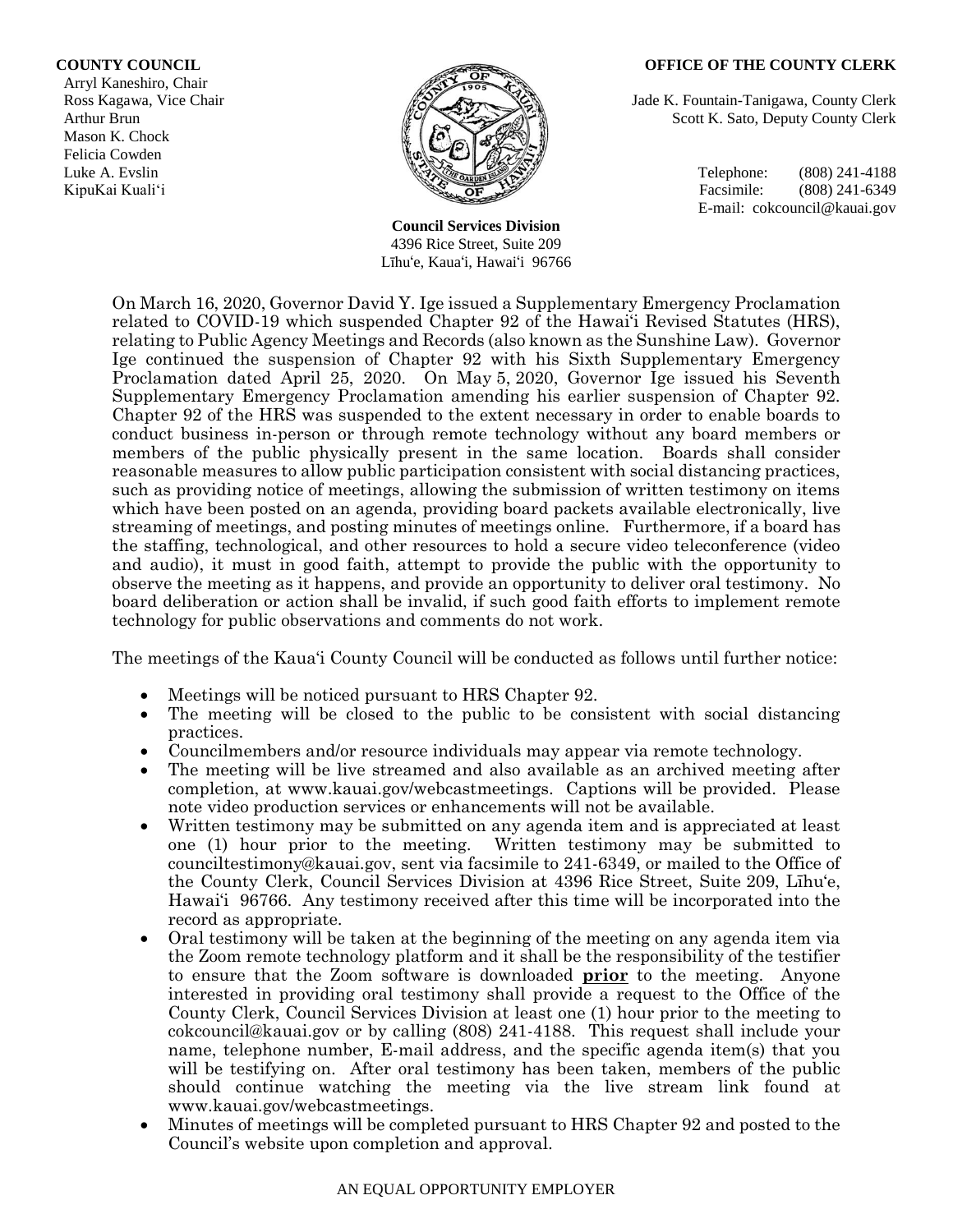**COUNTY COUNCIL**
Arryl Kaneshiro, Chair
Ross Kagawa, Vice Chair
Arthur Brun
Mason K. Chock
Felicia Cowden
Luke A. Evslin
KipuKai Kuali‘i

**OFFICE OF THE COUNTY CLERK**
Jade K. Fountain-Tanigawa, County Clerk
Scott K. Sato, Deputy County Clerk

Telephone: (808) 241-4188
Facsimile: (808) 241-6349
E-mail: cokcouncil@kauai.gov

**Council Services Division**
4396 Rice Street, Suite 209
Līhu‘e, Kaua‘i, Hawai‘i 96766

On March 16, 2020, Governor David Y. Ige issued a Supplementary Emergency Proclamation related to COVID-19 which suspended Chapter 92 of the Hawai‘i Revised Statutes (HRS), relating to Public Agency Meetings and Records (also known as the Sunshine Law). Governor Ige continued the suspension of Chapter 92 with his Sixth Supplementary Emergency Proclamation dated April 25, 2020. On May 5, 2020, Governor Ige issued his Seventh Supplementary Emergency Proclamation amending his earlier suspension of Chapter 92. Chapter 92 of the HRS was suspended to the extent necessary in order to enable boards to conduct business in-person or through remote technology without any board members or members of the public physically present in the same location. Boards shall consider reasonable measures to allow public participation consistent with social distancing practices, such as providing notice of meetings, allowing the submission of written testimony on items which have been posted on an agenda, providing board packets available electronically, live streaming of meetings, and posting minutes of meetings online. Furthermore, if a board has the staffing, technological, and other resources to hold a secure video teleconference (video and audio), it must in good faith, attempt to provide the public with the opportunity to observe the meeting as it happens, and provide an opportunity to deliver oral testimony. No board deliberation or action shall be invalid, if such good faith efforts to implement remote technology for public observations and comments do not work.

The meetings of the Kaua‘i County Council will be conducted as follows until further notice:

- Meetings will be noticed pursuant to HRS Chapter 92.
- The meeting will be closed to the public to be consistent with social distancing practices.
- Councilmembers and/or resource individuals may appear via remote technology.
- The meeting will be live streamed and also available as an archived meeting after completion, at www.kauai.gov/webcastmeetings. Captions will be provided. Please note video production services or enhancements will not be available.
- Written testimony may be submitted on any agenda item and is appreciated at least one (1) hour prior to the meeting. Written testimony may be submitted to counciltestimony@kauai.gov, sent via facsimile to 241-6349, or mailed to the Office of the County Clerk, Council Services Division at 4396 Rice Street, Suite 209, Līhu‘e, Hawai‘i 96766. Any testimony received after this time will be incorporated into the record as appropriate.
- Oral testimony will be taken at the beginning of the meeting on any agenda item via the Zoom remote technology platform and it shall be the responsibility of the testifier to ensure that the Zoom software is downloaded **prior** to the meeting. Anyone interested in providing oral testimony shall provide a request to the Office of the County Clerk, Council Services Division at least one (1) hour prior to the meeting to cokcouncil@kauai.gov or by calling (808) 241-4188. This request shall include your name, telephone number, E-mail address, and the specific agenda item(s) that you will be testifying on. After oral testimony has been taken, members of the public should continue watching the meeting via the live stream link found at www.kauai.gov/webcastmeetings.
- Minutes of meetings will be completed pursuant to HRS Chapter 92 and posted to the Council’s website upon completion and approval.

AN EQUAL OPPORTUNITY EMPLOYER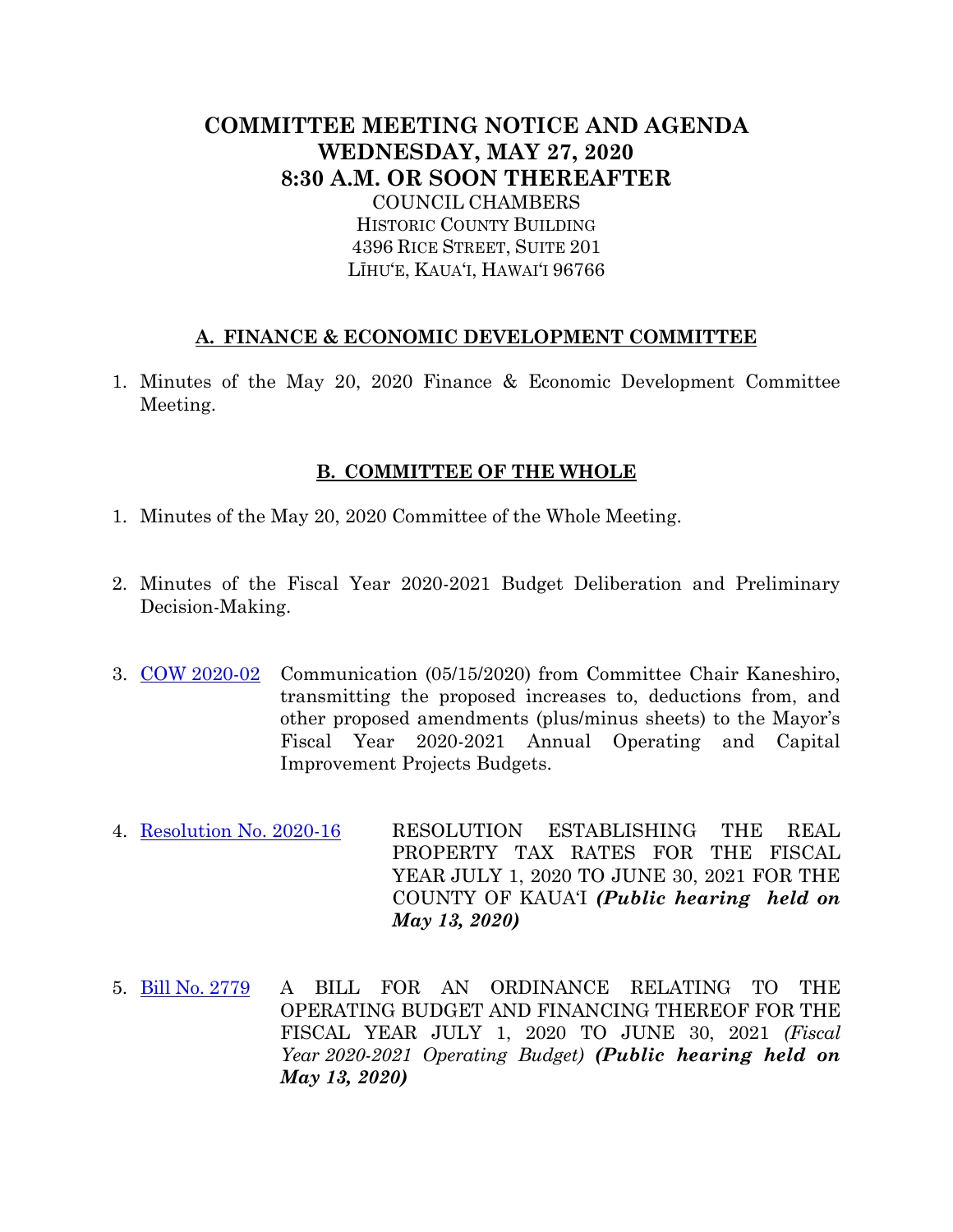# COMMITTEE MEETING NOTICE AND AGENDA
# WEDNESDAY, MAY 27, 2020
# 8:30 A.M. OR SOON THEREAFTER

COUNCIL CHAMBERS
HISTORIC COUNTY BUILDING
4396 RICE STREET, SUITE 201
LĪHU'E, KAUA'I, HAWAI'I 96766

## A. FINANCE & ECONOMIC DEVELOPMENT COMMITTEE

1. Minutes of the May 20, 2020 Finance & Economic Development Committee Meeting.

## B. COMMITTEE OF THE WHOLE

1. Minutes of the May 20, 2020 Committee of the Whole Meeting.

2. Minutes of the Fiscal Year 2020-2021 Budget Deliberation and Preliminary Decision-Making.

3. COW 2020-02 Communication (05/15/2020) from Committee Chair Kaneshiro, transmitting the proposed increases to, deductions from, and other proposed amendments (plus/minus sheets) to the Mayor's Fiscal Year 2020-2021 Annual Operating and Capital Improvement Projects Budgets.

4. Resolution No. 2020-16 RESOLUTION ESTABLISHING THE REAL PROPERTY TAX RATES FOR THE FISCAL YEAR JULY 1, 2020 TO JUNE 30, 2021 FOR THE COUNTY OF KAUA'I ***(Public hearing held on May 13, 2020)***

5. Bill No. 2779 A BILL FOR AN ORDINANCE RELATING TO THE OPERATING BUDGET AND FINANCING THEREOF FOR THE FISCAL YEAR JULY 1, 2020 TO JUNE 30, 2021 *(Fiscal Year 2020-2021 Operating Budget)* ***(Public hearing held on May 13, 2020)***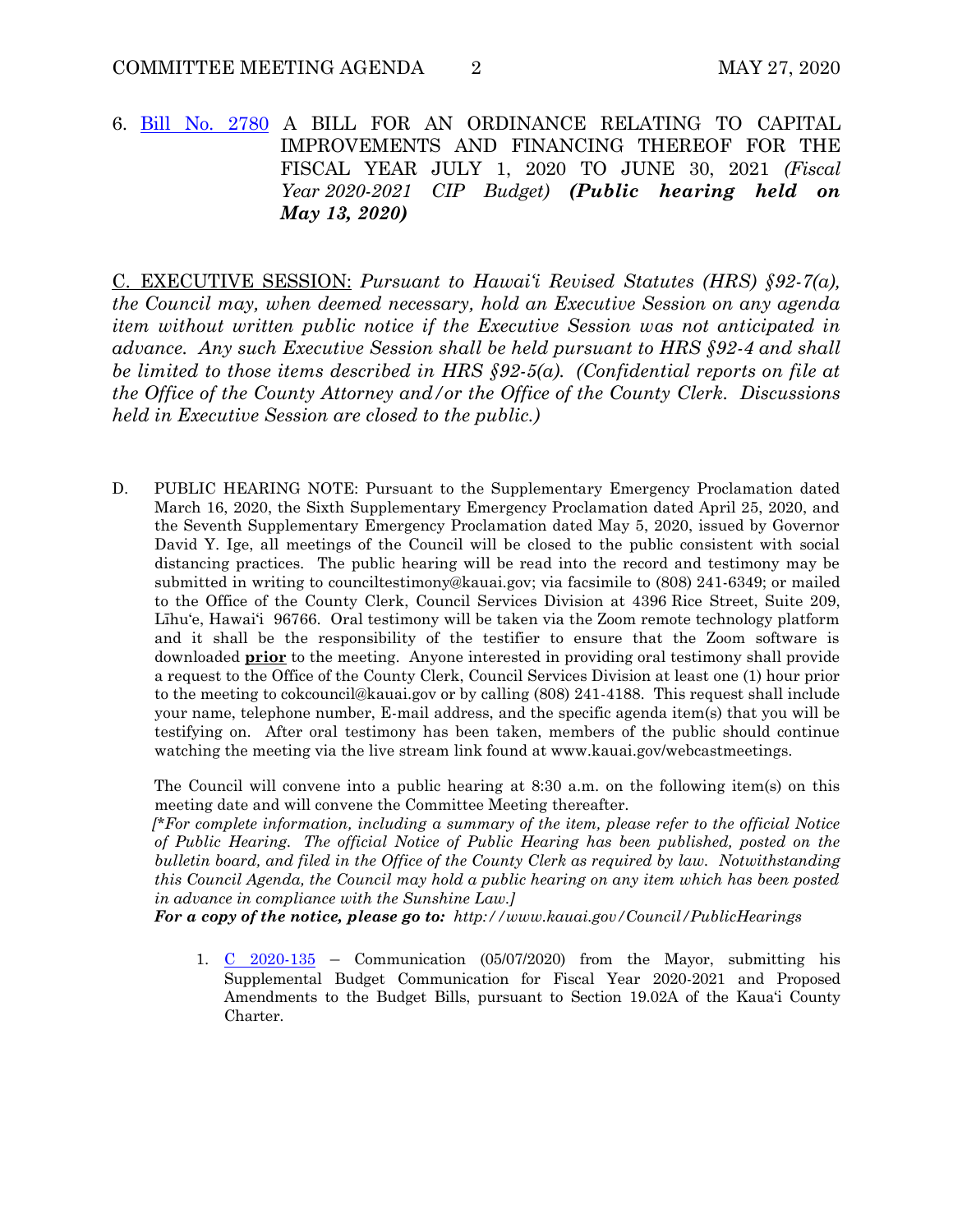6. [Bill No. 2780](#) A BILL FOR AN ORDINANCE RELATING TO CAPITAL IMPROVEMENTS AND FINANCING THEREOF FOR THE FISCAL YEAR JULY 1, 2020 TO JUNE 30, 2021 *(Fiscal Year 2020-2021 CIP Budget)* ***(Public hearing held on May 13, 2020)***

C. EXECUTIVE SESSION: *Pursuant to Hawai'i Revised Statutes (HRS) §92-7(a), the Council may, when deemed necessary, hold an Executive Session on any agenda item without written public notice if the Executive Session was not anticipated in advance. Any such Executive Session shall be held pursuant to HRS §92-4 and shall be limited to those items described in HRS §92-5(a). (Confidential reports on file at the Office of the County Attorney and/or the Office of the County Clerk. Discussions held in Executive Session are closed to the public.)*

D. PUBLIC HEARING NOTE: Pursuant to the Supplementary Emergency Proclamation dated March 16, 2020, the Sixth Supplementary Emergency Proclamation dated April 25, 2020, and the Seventh Supplementary Emergency Proclamation dated May 5, 2020, issued by Governor David Y. Ige, all meetings of the Council will be closed to the public consistent with social distancing practices. The public hearing will be read into the record and testimony may be submitted in writing to counciltestimony@kauai.gov; via facsimile to (808) 241-6349; or mailed to the Office of the County Clerk, Council Services Division at 4396 Rice Street, Suite 209, Līhu'e, Hawai'i 96766. Oral testimony will be taken via the Zoom remote technology platform and it shall be the responsibility of the testifier to ensure that the Zoom software is downloaded **prior** to the meeting. Anyone interested in providing oral testimony shall provide a request to the Office of the County Clerk, Council Services Division at least one (1) hour prior to the meeting to cokcouncil@kauai.gov or by calling (808) 241-4188. This request shall include your name, telephone number, E-mail address, and the specific agenda item(s) that you will be testifying on. After oral testimony has been taken, members of the public should continue watching the meeting via the live stream link found at www.kauai.gov/webcastmeetings.

The Council will convene into a public hearing at 8:30 a.m. on the following item(s) on this meeting date and will convene the Committee Meeting thereafter.

*[\*For complete information, including a summary of the item, please refer to the official Notice of Public Hearing. The official Notice of Public Hearing has been published, posted on the bulletin board, and filed in the Office of the County Clerk as required by law. Notwithstanding this Council Agenda, the Council may hold a public hearing on any item which has been posted in advance in compliance with the Sunshine Law.]*

***For a copy of the notice, please go to:*** *http://www.kauai.gov/Council/PublicHearings*

1. [C 2020-135](#) – Communication (05/07/2020) from the Mayor, submitting his Supplemental Budget Communication for Fiscal Year 2020-2021 and Proposed Amendments to the Budget Bills, pursuant to Section 19.02A of the Kaua'i County Charter.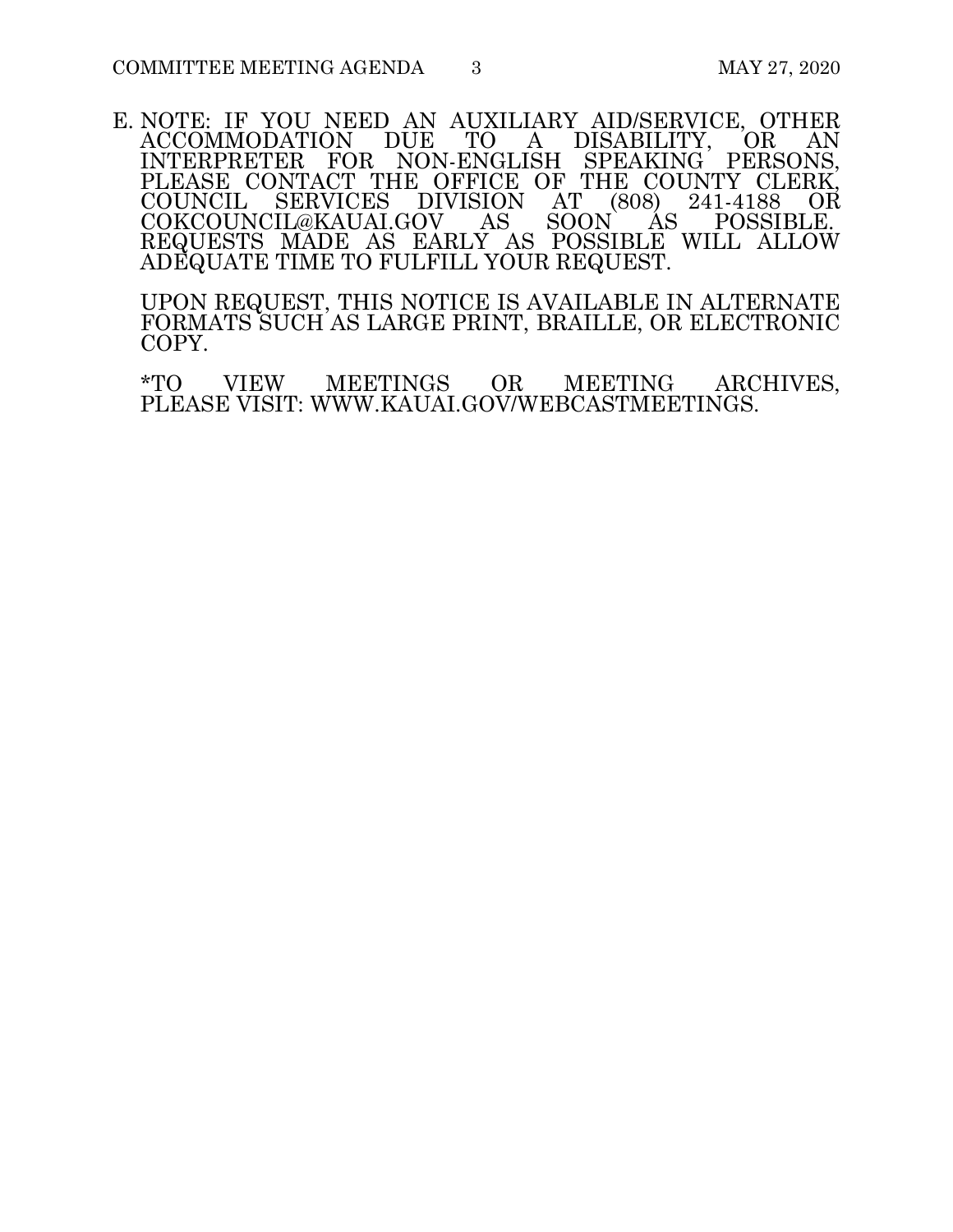E. NOTE: IF YOU NEED AN AUXILIARY AID/SERVICE, OTHER ACCOMMODATION DUE TO A DISABILITY, OR AN INTERPRETER FOR NON-ENGLISH SPEAKING PERSONS, PLEASE CONTACT THE OFFICE OF THE COUNTY CLERK, COUNCIL SERVICES DIVISION AT (808) 241-4188 OR COKCOUNCIL@KAUAI.GOV AS SOON AS POSSIBLE. REQUESTS MADE AS EARLY AS POSSIBLE WILL ALLOW ADEQUATE TIME TO FULFILL YOUR REQUEST.

UPON REQUEST, THIS NOTICE IS AVAILABLE IN ALTERNATE FORMATS SUCH AS LARGE PRINT, BRAILLE, OR ELECTRONIC COPY.

*TO VIEW MEETINGS OR MEETING ARCHIVES, PLEASE VISIT: WWW.KAUAI.GOV/WEBCASTMEETINGS.